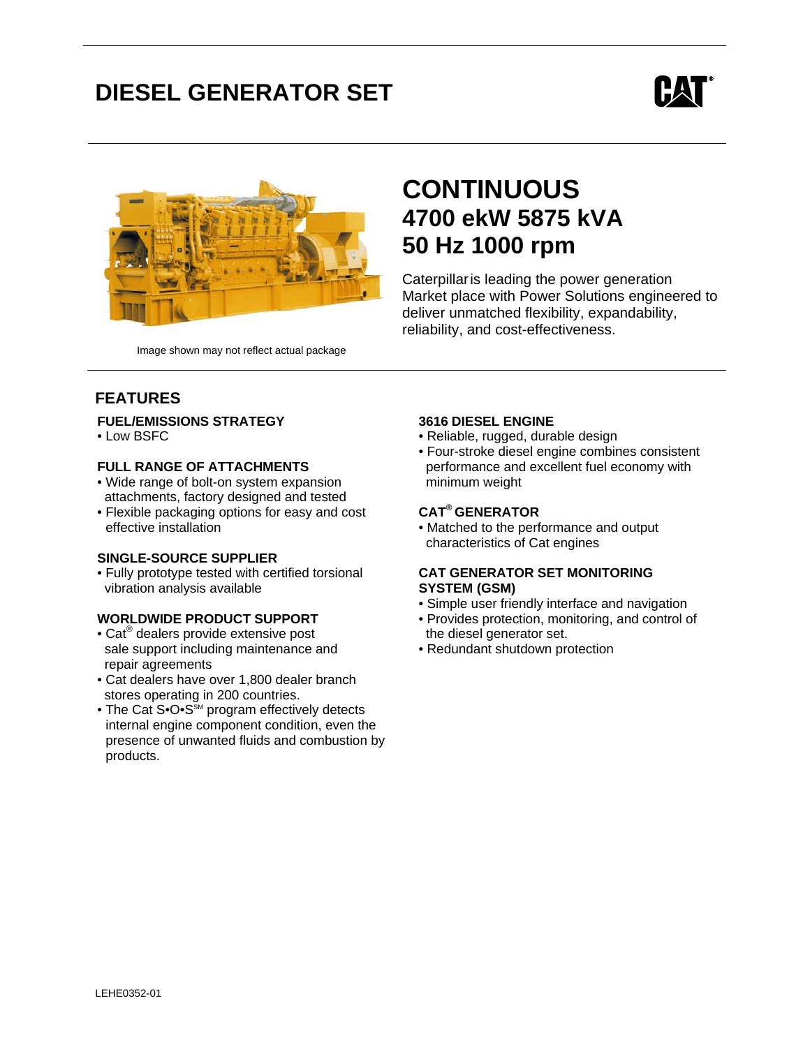# DIESEL GENERATOR SET

CAT®

Image shown may not reflect actual package

## CONTINUOUS
## 4700 ekW 5875 kVA
## 50 Hz 1000 rpm

Caterpillar is leading the power generation Market place with Power Solutions engineered to deliver unmatched flexibility, expandability, reliability, and cost-effectiveness.

## FEATURES

### FUEL/EMISSIONS STRATEGY

- Low BSFC

### FULL RANGE OF ATTACHMENTS

- Wide range of bolt-on system expansion attachments, factory designed and tested
- Flexible packaging options for easy and cost effective installation

### SINGLE-SOURCE SUPPLIER

- Fully prototype tested with certified torsional vibration analysis available

### WORLDWIDE PRODUCT SUPPORT

- Cat® dealers provide extensive post sale support including maintenance and repair agreements
- Cat dealers have over 1,800 dealer branch stores operating in 200 countries.
- The Cat S•O•S℠ program effectively detects internal engine component condition, even the presence of unwanted fluids and combustion by products.

### 3616 DIESEL ENGINE

- Reliable, rugged, durable design
- Four-stroke diesel engine combines consistent performance and excellent fuel economy with minimum weight

### CAT® GENERATOR

- Matched to the performance and output characteristics of Cat engines

### CAT GENERATOR SET MONITORING SYSTEM (GSM)

- Simple user friendly interface and navigation
- Provides protection, monitoring, and control of the diesel generator set.
- Redundant shutdown protection

LEHE0352-01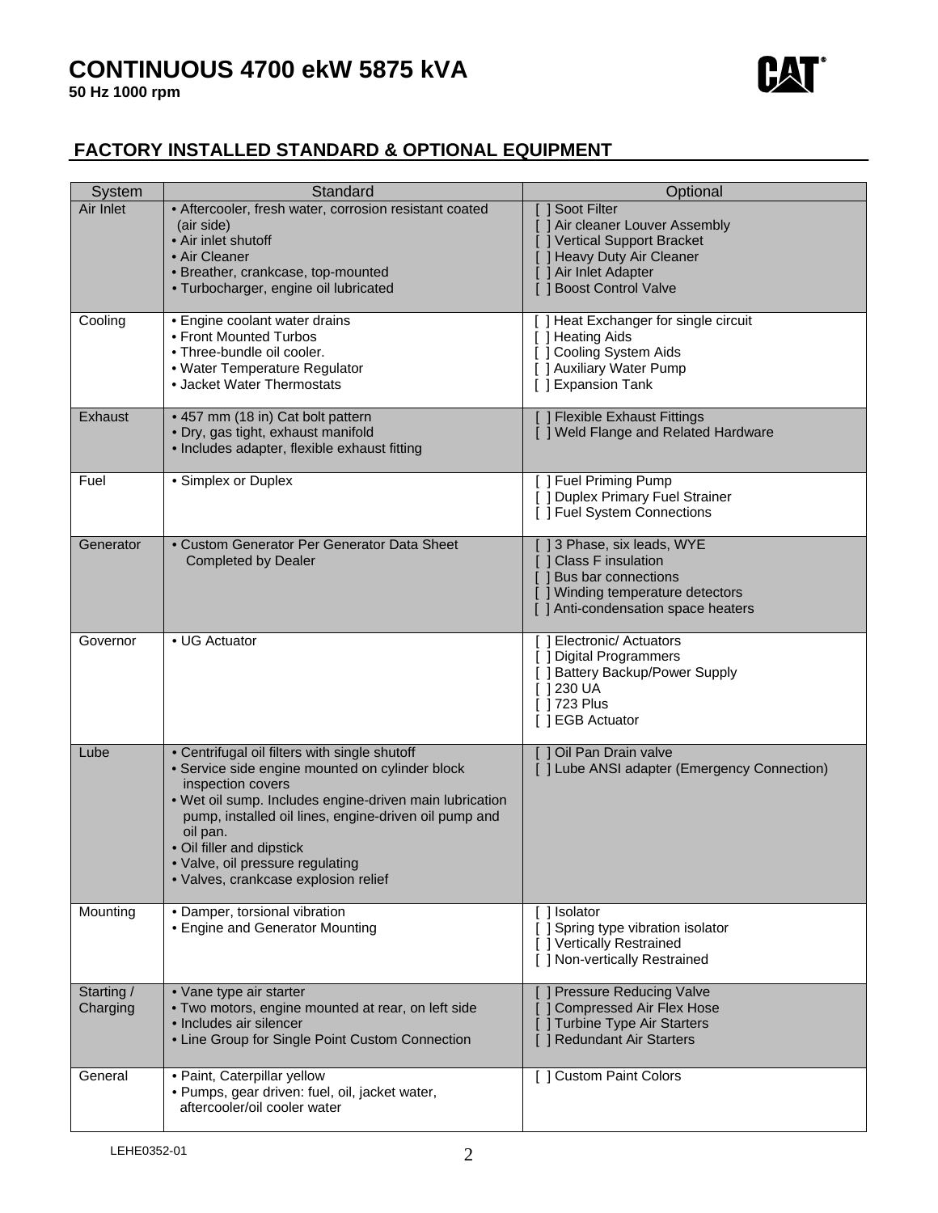# CONTINUOUS 4700 ekW 5875 kVA

**50 Hz 1000 rpm**

## FACTORY INSTALLED STANDARD & OPTIONAL EQUIPMENT

| System | Standard | Optional |
|---|---|---|
| Air Inlet | • Aftercooler, fresh water, corrosion resistant coated (air side)<br>• Air inlet shutoff<br>• Air Cleaner<br>• Breather, crankcase, top-mounted<br>• Turbocharger, engine oil lubricated | [ ] Soot Filter<br>[ ] Air cleaner Louver Assembly<br>[ ] Vertical Support Bracket<br>[ ] Heavy Duty Air Cleaner<br>[ ] Air Inlet Adapter<br>[ ] Boost Control Valve |
| Cooling | • Engine coolant water drains<br>• Front Mounted Turbos<br>• Three-bundle oil cooler.<br>• Water Temperature Regulator<br>• Jacket Water Thermostats | [ ] Heat Exchanger for single circuit<br>[ ] Heating Aids<br>[ ] Cooling System Aids<br>[ ] Auxiliary Water Pump<br>[ ] Expansion Tank |
| Exhaust | • 457 mm (18 in) Cat bolt pattern<br>• Dry, gas tight, exhaust manifold<br>• Includes adapter, flexible exhaust fitting | [ ] Flexible Exhaust Fittings<br>[ ] Weld Flange and Related Hardware |
| Fuel | • Simplex or Duplex | [ ] Fuel Priming Pump<br>[ ] Duplex Primary Fuel Strainer<br>[ ] Fuel System Connections |
| Generator | • Custom Generator Per Generator Data Sheet Completed by Dealer | [ ] 3 Phase, six leads, WYE<br>[ ] Class F insulation<br>[ ] Bus bar connections<br>[ ] Winding temperature detectors<br>[ ] Anti-condensation space heaters |
| Governor | • UG Actuator | [ ] Electronic/ Actuators<br>[ ] Digital Programmers<br>[ ] Battery Backup/Power Supply<br>[ ] 230 UA<br>[ ] 723 Plus<br>[ ] EGB Actuator |
| Lube | • Centrifugal oil filters with single shutoff<br>• Service side engine mounted on cylinder block inspection covers<br>• Wet oil sump. Includes engine-driven main lubrication pump, installed oil lines, engine-driven oil pump and oil pan.<br>• Oil filler and dipstick<br>• Valve, oil pressure regulating<br>• Valves, crankcase explosion relief | [ ] Oil Pan Drain valve<br>[ ] Lube ANSI adapter (Emergency Connection) |
| Mounting | • Damper, torsional vibration<br>• Engine and Generator Mounting | [ ] Isolator<br>[ ] Spring type vibration isolator<br>[ ] Vertically Restrained<br>[ ] Non-vertically Restrained |
| Starting / Charging | • Vane type air starter<br>• Two motors, engine mounted at rear, on left side<br>• Includes air silencer<br>• Line Group for Single Point Custom Connection | [ ] Pressure Reducing Valve<br>[ ] Compressed Air Flex Hose<br>[ ] Turbine Type Air Starters<br>[ ] Redundant Air Starters |
| General | • Paint, Caterpillar yellow<br>• Pumps, gear driven: fuel, oil, jacket water, aftercooler/oil cooler water | [ ] Custom Paint Colors |

LEHE0352-01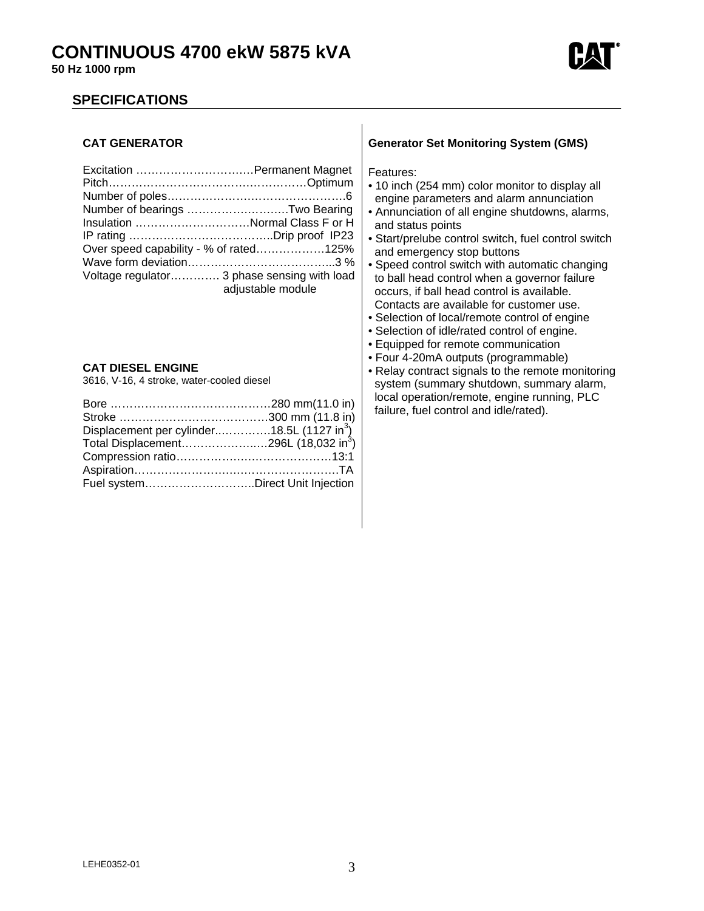# CONTINUOUS 4700 ekW 5875 kVA

**50 Hz 1000 rpm**

## SPECIFICATIONS

### CAT GENERATOR

| | |
|---|---|
| Excitation | Permanent Magnet |
| Pitch | Optimum |
| Number of poles | 6 |
| Number of bearings | Two Bearing |
| Insulation | Normal Class F or H |
| IP rating | Drip proof IP23 |
| Over speed capability - % of rated | 125% |
| Wave form deviation | 3 % |
| Voltage regulator | 3 phase sensing with load adjustable module |

### CAT DIESEL ENGINE

3616, V-16, 4 stroke, water-cooled diesel

| | |
|---|---|
| Bore | 280 mm(11.0 in) |
| Stroke | 300 mm (11.8 in) |
| Displacement per cylinder | 18.5L (1127 in$^3$) |
| Total Displacement | 296L (18,032 in$^3$) |
| Compression ratio | 13:1 |
| Aspiration | TA |
| Fuel system | Direct Unit Injection |

### Generator Set Monitoring System (GMS)

Features:

- 10 inch (254 mm) color monitor to display all engine parameters and alarm annunciation
- Annunciation of all engine shutdowns, alarms, and status points
- Start/prelube control switch, fuel control switch and emergency stop buttons
- Speed control switch with automatic changing to ball head control when a governor failure occurs, if ball head control is available. Contacts are available for customer use.
- Selection of local/remote control of engine
- Selection of idle/rated control of engine.
- Equipped for remote communication
- Four 4-20mA outputs (programmable)
- Relay contract signals to the remote monitoring system (summary shutdown, summary alarm, local operation/remote, engine running, PLC failure, fuel control and idle/rated).

LEHE0352-01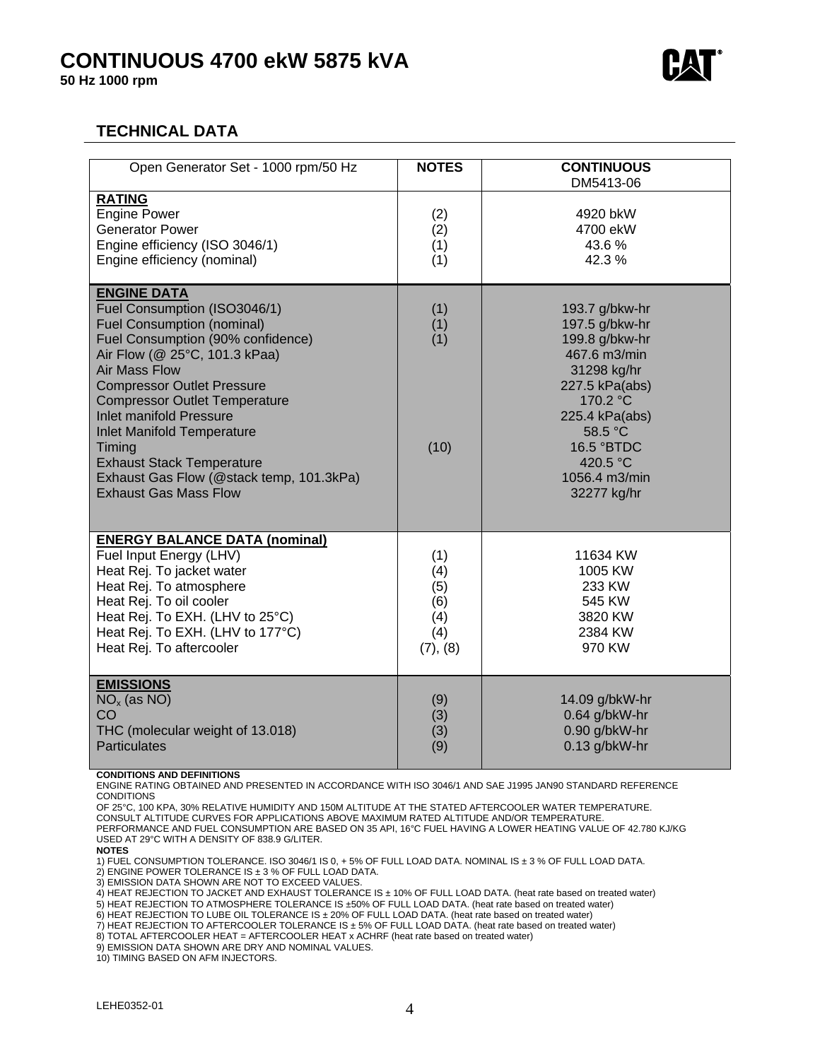# CONTINUOUS 4700 ekW 5875 kVA

**50 Hz 1000 rpm**

## TECHNICAL DATA

| Open Generator Set - 1000 rpm/50 Hz | NOTES | CONTINUOUS DM5413-06 |
|---|---|---|
| **RATING** | | |
| Engine Power | (2) | 4920 bkW |
| Generator Power | (2) | 4700 ekW |
| Engine efficiency (ISO 3046/1) | (1) | 43.6 % |
| Engine efficiency (nominal) | (1) | 42.3 % |
| **ENGINE DATA** | | |
| Fuel Consumption (ISO3046/1) | (1) | 193.7 g/bkw-hr |
| Fuel Consumption (nominal) | (1) | 197.5 g/bkw-hr |
| Fuel Consumption (90% confidence) | (1) | 199.8 g/bkw-hr |
| Air Flow (@ 25°C, 101.3 kPaa) | | 467.6 m3/min |
| Air Mass Flow | | 31298 kg/hr |
| Compressor Outlet Pressure | | 227.5 kPa(abs) |
| Compressor Outlet Temperature | | 170.2 °C |
| Inlet manifold Pressure | | 225.4 kPa(abs) |
| Inlet Manifold Temperature | | 58.5 °C |
| Timing | (10) | 16.5 °BTDC |
| Exhaust Stack Temperature | | 420.5 °C |
| Exhaust Gas Flow (@stack temp, 101.3kPa) | | 1056.4 m3/min |
| Exhaust Gas Mass Flow | | 32277 kg/hr |
| **ENERGY BALANCE DATA (nominal)** | | |
| Fuel Input Energy (LHV) | (1) | 11634 KW |
| Heat Rej. To jacket water | (4) | 1005 KW |
| Heat Rej. To atmosphere | (5) | 233 KW |
| Heat Rej. To oil cooler | (6) | 545 KW |
| Heat Rej. To EXH. (LHV to 25°C) | (4) | 3820 KW |
| Heat Rej. To EXH. (LHV to 177°C) | (4) | 2384 KW |
| Heat Rej. To aftercooler | (7), (8) | 970 KW |
| **EMISSIONS** | | |
| $NO_x$ (as NO) | (9) | 14.09 g/bkW-hr |
| CO | (3) | 0.64 g/bkW-hr |
| THC (molecular weight of 13.018) | (3) | 0.90 g/bkW-hr |
| Particulates | (9) | 0.13 g/bkW-hr |

**CONDITIONS AND DEFINITIONS**

ENGINE RATING OBTAINED AND PRESENTED IN ACCORDANCE WITH ISO 3046/1 AND SAE J1995 JAN90 STANDARD REFERENCE CONDITIONS
OF 25°C, 100 KPA, 30% RELATIVE HUMIDITY AND 150M ALTITUDE AT THE STATED AFTERCOOLER WATER TEMPERATURE.
CONSULT ALTITUDE CURVES FOR APPLICATIONS ABOVE MAXIMUM RATED ALTITUDE AND/OR TEMPERATURE.
PERFORMANCE AND FUEL CONSUMPTION ARE BASED ON 35 API, 16°C FUEL HAVING A LOWER HEATING VALUE OF 42.780 KJ/KG USED AT 29°C WITH A DENSITY OF 838.9 G/LITER.

**NOTES**

1) FUEL CONSUMPTION TOLERANCE. ISO 3046/1 IS 0, + 5% OF FULL LOAD DATA. NOMINAL IS ± 3 % OF FULL LOAD DATA.
2) ENGINE POWER TOLERANCE IS ± 3 % OF FULL LOAD DATA.
3) EMISSION DATA SHOWN ARE NOT TO EXCEED VALUES.
4) HEAT REJECTION TO JACKET AND EXHAUST TOLERANCE IS ± 10% OF FULL LOAD DATA. (heat rate based on treated water)
5) HEAT REJECTION TO ATMOSPHERE TOLERANCE IS ±50% OF FULL LOAD DATA. (heat rate based on treated water)
6) HEAT REJECTION TO LUBE OIL TOLERANCE IS ± 20% OF FULL LOAD DATA. (heat rate based on treated water)
7) HEAT REJECTION TO AFTERCOOLER TOLERANCE IS ± 5% OF FULL LOAD DATA. (heat rate based on treated water)
8) TOTAL AFTERCOOLER HEAT = AFTERCOOLER HEAT x ACHRF (heat rate based on treated water)
9) EMISSION DATA SHOWN ARE DRY AND NOMINAL VALUES.
10) TIMING BASED ON AFM INJECTORS.

LEHE0352-01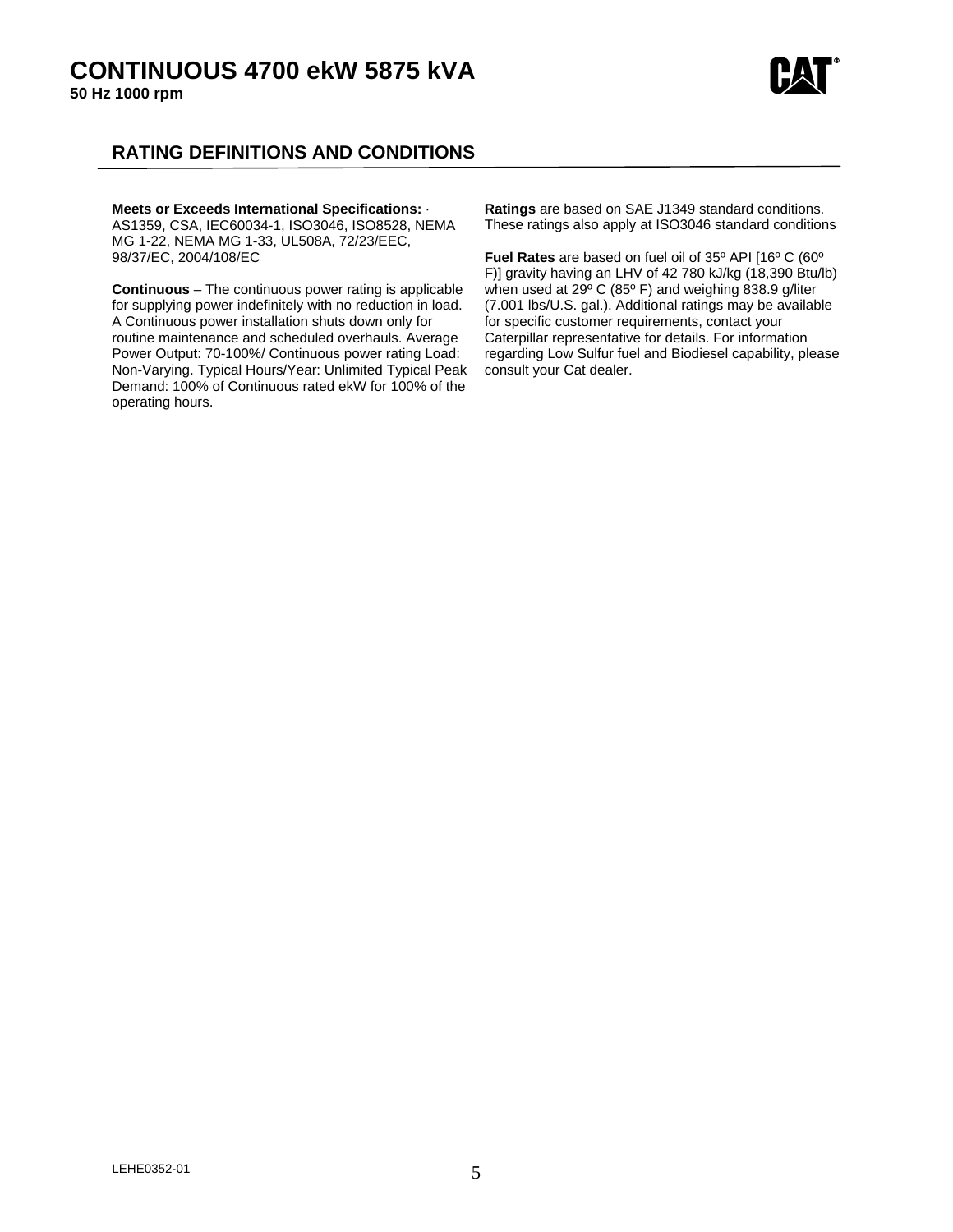# CONTINUOUS 4700 ekW 5875 kVA

**50 Hz 1000 rpm**

## RATING DEFINITIONS AND CONDITIONS

**Meets or Exceeds International Specifications:** · AS1359, CSA, IEC60034-1, ISO3046, ISO8528, NEMA MG 1-22, NEMA MG 1-33, UL508A, 72/23/EEC, 98/37/EC, 2004/108/EC

**Continuous** – The continuous power rating is applicable for supplying power indefinitely with no reduction in load. A Continuous power installation shuts down only for routine maintenance and scheduled overhauls. Average Power Output: 70-100%/ Continuous power rating Load: Non-Varying. Typical Hours/Year: Unlimited Typical Peak Demand: 100% of Continuous rated ekW for 100% of the operating hours.

**Ratings** are based on SAE J1349 standard conditions. These ratings also apply at ISO3046 standard conditions

**Fuel Rates** are based on fuel oil of 35º API [16º C (60º F)] gravity having an LHV of 42 780 kJ/kg (18,390 Btu/lb) when used at 29º C (85º F) and weighing 838.9 g/liter (7.001 lbs/U.S. gal.). Additional ratings may be available for specific customer requirements, contact your Caterpillar representative for details. For information regarding Low Sulfur fuel and Biodiesel capability, please consult your Cat dealer.

LEHE0352-01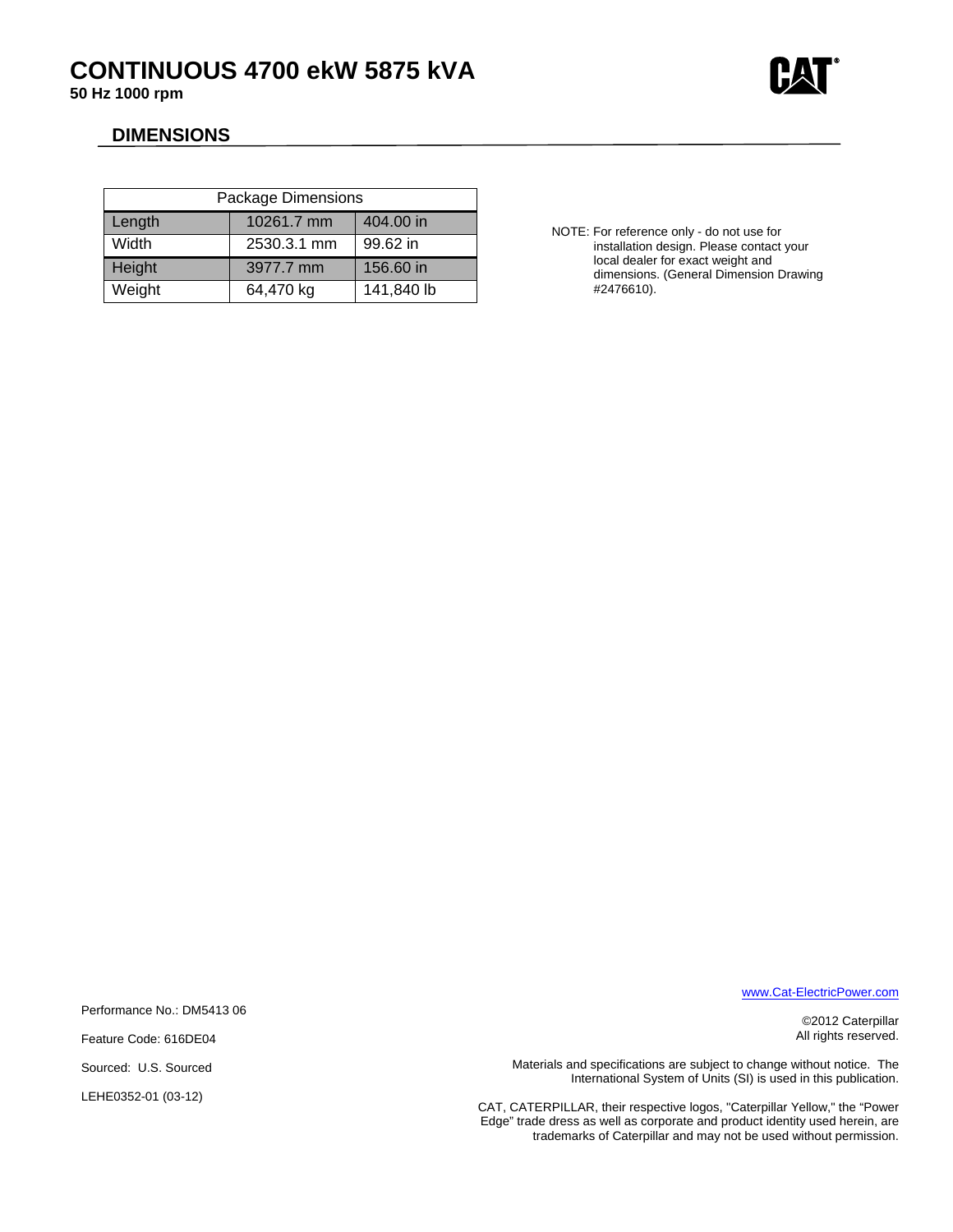# CONTINUOUS 4700 ekW 5875 kVA

**50 Hz 1000 rpm**

## DIMENSIONS

| Package Dimensions | | |
|---|---|---|
| Length | 10261.7 mm | 404.00 in |
| Width | 2530.3.1 mm | 99.62 in |
| Height | 3977.7 mm | 156.60 in |
| Weight | 64,470 kg | 141,840 lb |

NOTE: For reference only - do not use for installation design. Please contact your local dealer for exact weight and dimensions. (General Dimension Drawing #2476610).

Performance No.: DM5413 06

Feature Code: 616DE04

Sourced: U.S. Sourced

LEHE0352-01 (03-12)

www.Cat-ElectricPower.com

©2012 Caterpillar
All rights reserved.

Materials and specifications are subject to change without notice. The International System of Units (SI) is used in this publication.

CAT, CATERPILLAR, their respective logos, "Caterpillar Yellow," the "Power Edge" trade dress as well as corporate and product identity used herein, are trademarks of Caterpillar and may not be used without permission.